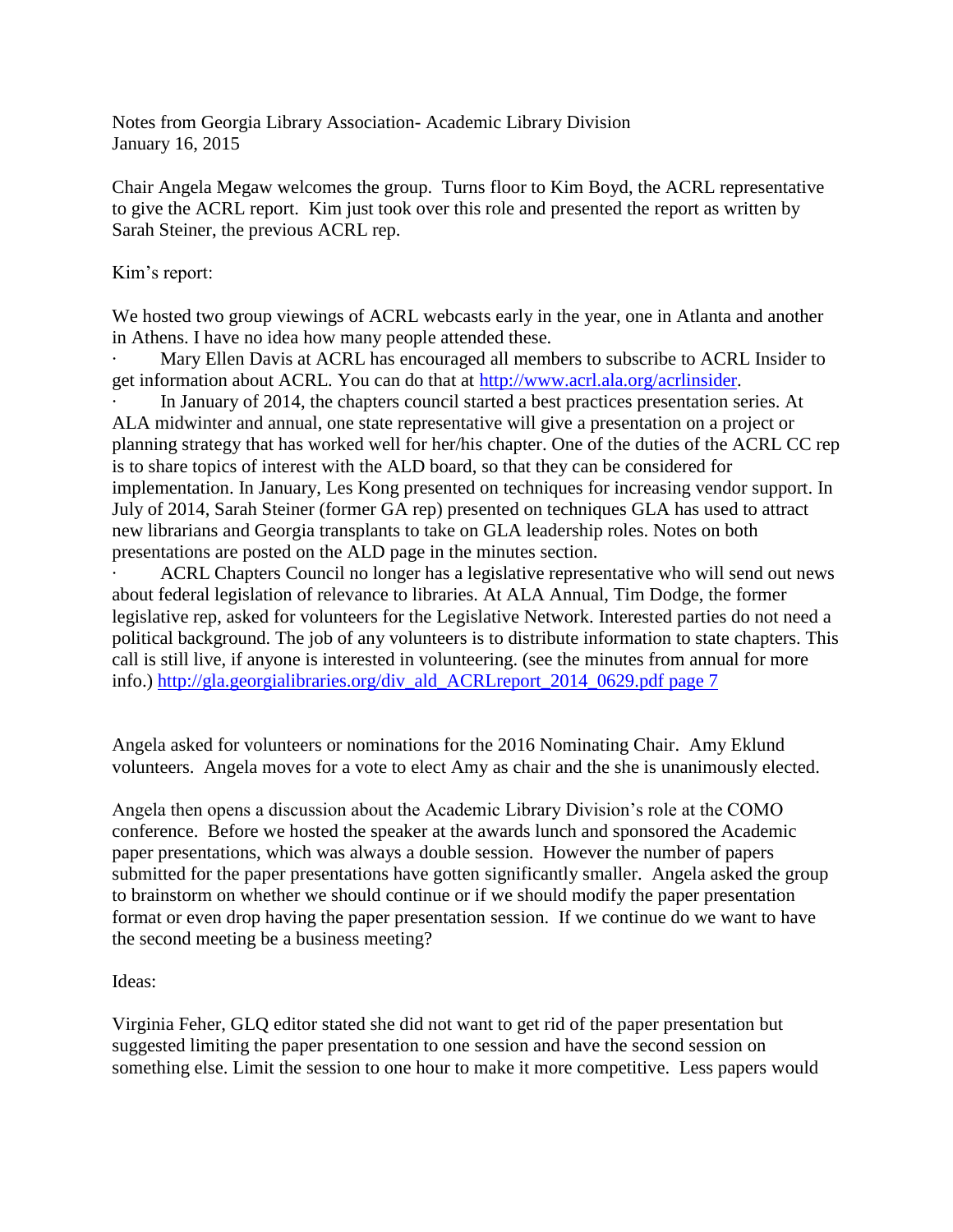Notes from Georgia Library Association- Academic Library Division
January 16, 2015

Chair Angela Megaw welcomes the group. Turns floor to Kim Boyd, the ACRL representative to give the ACRL report. Kim just took over this role and presented the report as written by Sarah Steiner, the previous ACRL rep.

Kim's report:

We hosted two group viewings of ACRL webcasts early in the year, one in Atlanta and another in Athens. I have no idea how many people attended these.

- Mary Ellen Davis at ACRL has encouraged all members to subscribe to ACRL Insider to get information about ACRL. You can do that at http://www.acrl.ala.org/acrlinsider.
- In January of 2014, the chapters council started a best practices presentation series. At ALA midwinter and annual, one state representative will give a presentation on a project or planning strategy that has worked well for her/his chapter. One of the duties of the ACRL CC rep is to share topics of interest with the ALD board, so that they can be considered for implementation. In January, Les Kong presented on techniques for increasing vendor support. In July of 2014, Sarah Steiner (former GA rep) presented on techniques GLA has used to attract new librarians and Georgia transplants to take on GLA leadership roles. Notes on both presentations are posted on the ALD page in the minutes section.
- ACRL Chapters Council no longer has a legislative representative who will send out news about federal legislation of relevance to libraries. At ALA Annual, Tim Dodge, the former legislative rep, asked for volunteers for the Legislative Network. Interested parties do not need a political background. The job of any volunteers is to distribute information to state chapters. This call is still live, if anyone is interested in volunteering. (see the minutes from annual for more info.) http://gla.georgialibraries.org/div_ald_ACRLreport_2014_0629.pdf page 7

Angela asked for volunteers or nominations for the 2016 Nominating Chair. Amy Eklund volunteers. Angela moves for a vote to elect Amy as chair and the she is unanimously elected.

Angela then opens a discussion about the Academic Library Division's role at the COMO conference. Before we hosted the speaker at the awards lunch and sponsored the Academic paper presentations, which was always a double session. However the number of papers submitted for the paper presentations have gotten significantly smaller. Angela asked the group to brainstorm on whether we should continue or if we should modify the paper presentation format or even drop having the paper presentation session. If we continue do we want to have the second meeting be a business meeting?

Ideas:

Virginia Feher, GLQ editor stated she did not want to get rid of the paper presentation but suggested limiting the paper presentation to one session and have the second session on something else. Limit the session to one hour to make it more competitive. Less papers would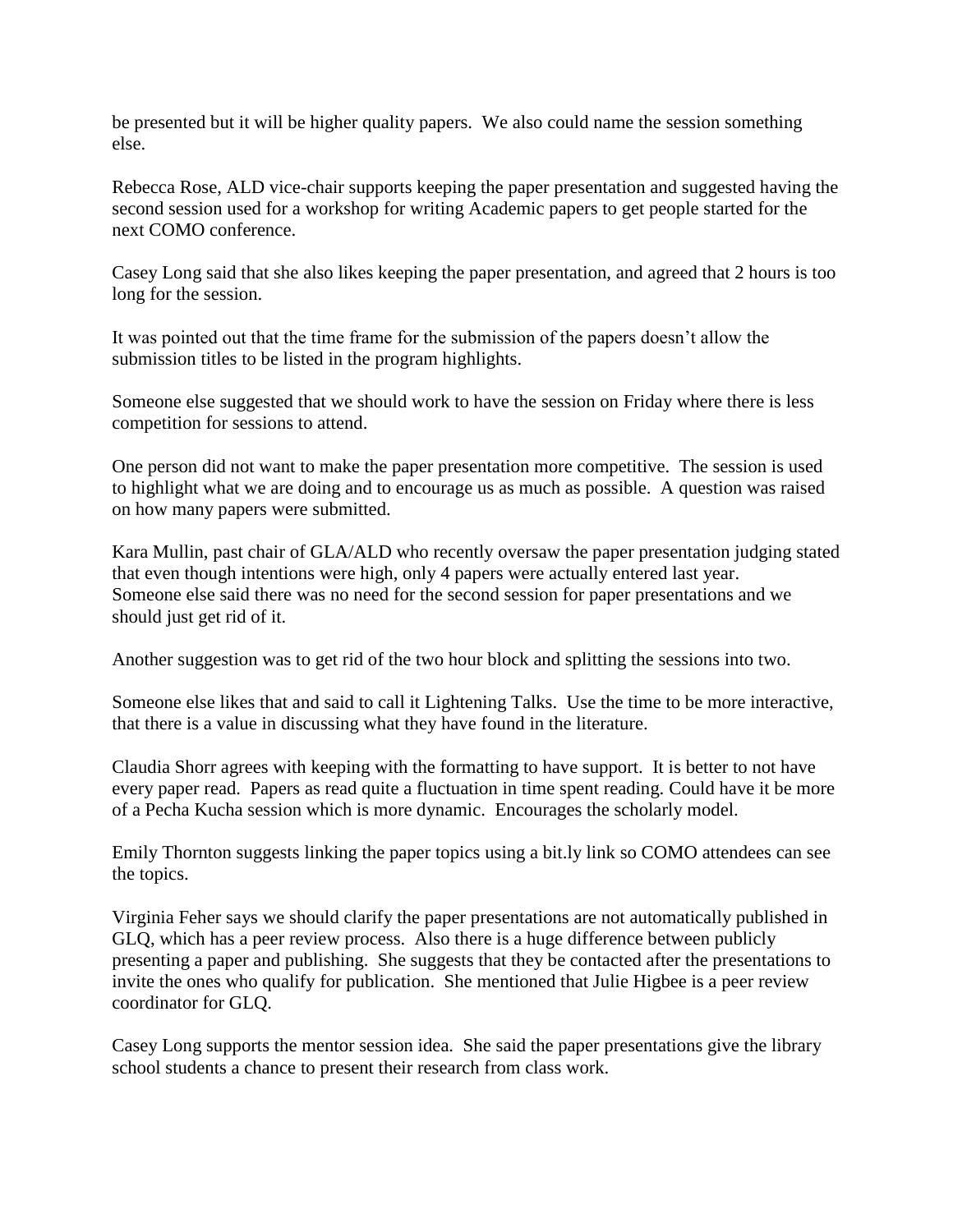be presented but it will be higher quality papers. We also could name the session something else.

Rebecca Rose, ALD vice-chair supports keeping the paper presentation and suggested having the second session used for a workshop for writing Academic papers to get people started for the next COMO conference.

Casey Long said that she also likes keeping the paper presentation, and agreed that 2 hours is too long for the session.

It was pointed out that the time frame for the submission of the papers doesn't allow the submission titles to be listed in the program highlights.

Someone else suggested that we should work to have the session on Friday where there is less competition for sessions to attend.

One person did not want to make the paper presentation more competitive. The session is used to highlight what we are doing and to encourage us as much as possible. A question was raised on how many papers were submitted.

Kara Mullin, past chair of GLA/ALD who recently oversaw the paper presentation judging stated that even though intentions were high, only 4 papers were actually entered last year. Someone else said there was no need for the second session for paper presentations and we should just get rid of it.

Another suggestion was to get rid of the two hour block and splitting the sessions into two.

Someone else likes that and said to call it Lightening Talks. Use the time to be more interactive, that there is a value in discussing what they have found in the literature.

Claudia Shorr agrees with keeping with the formatting to have support. It is better to not have every paper read. Papers as read quite a fluctuation in time spent reading. Could have it be more of a Pecha Kucha session which is more dynamic. Encourages the scholarly model.

Emily Thornton suggests linking the paper topics using a bit.ly link so COMO attendees can see the topics.

Virginia Feher says we should clarify the paper presentations are not automatically published in GLQ, which has a peer review process. Also there is a huge difference between publicly presenting a paper and publishing. She suggests that they be contacted after the presentations to invite the ones who qualify for publication. She mentioned that Julie Higbee is a peer review coordinator for GLQ.

Casey Long supports the mentor session idea. She said the paper presentations give the library school students a chance to present their research from class work.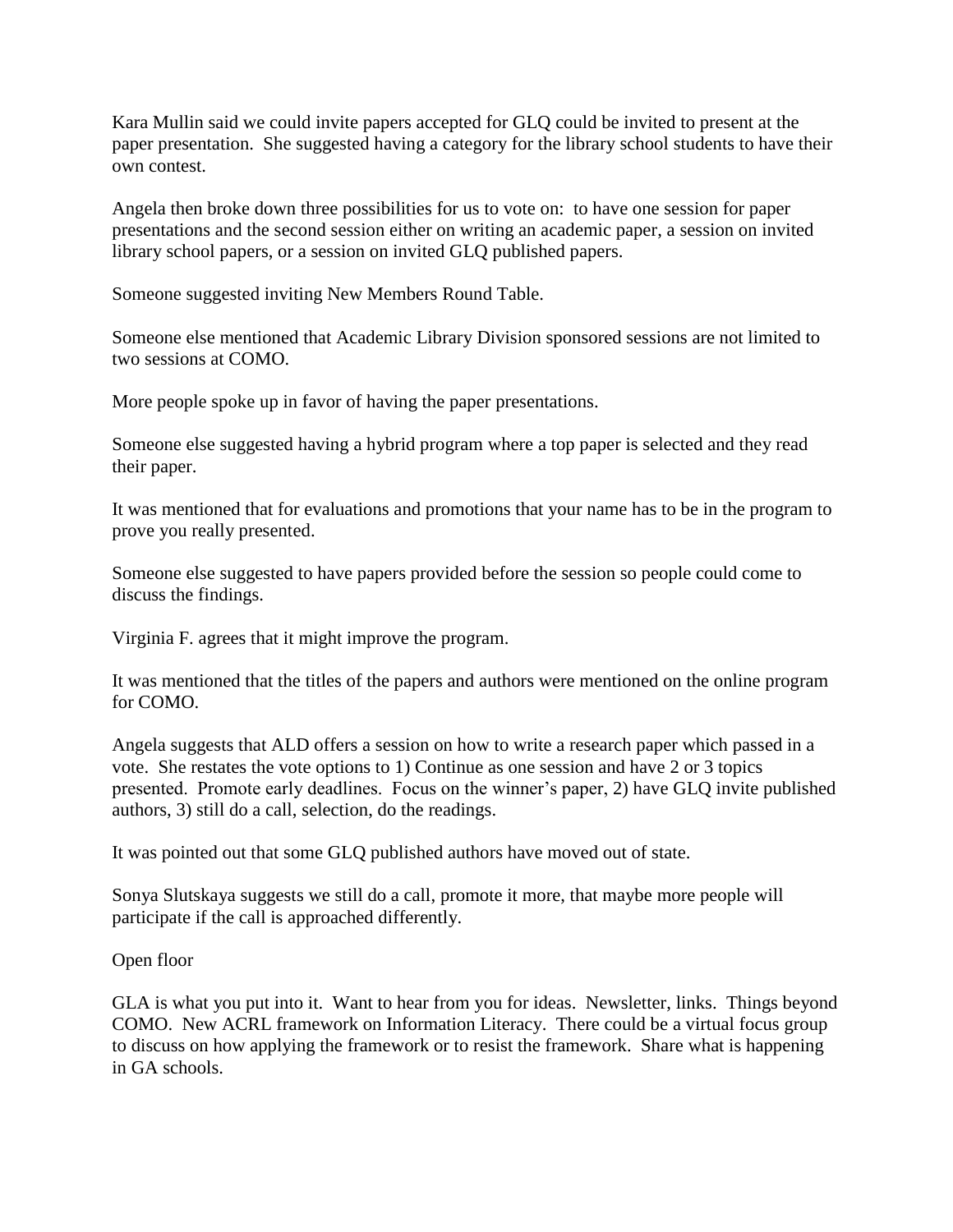Kara Mullin said we could invite papers accepted for GLQ could be invited to present at the paper presentation. She suggested having a category for the library school students to have their own contest.

Angela then broke down three possibilities for us to vote on: to have one session for paper presentations and the second session either on writing an academic paper, a session on invited library school papers, or a session on invited GLQ published papers.

Someone suggested inviting New Members Round Table.

Someone else mentioned that Academic Library Division sponsored sessions are not limited to two sessions at COMO.

More people spoke up in favor of having the paper presentations.

Someone else suggested having a hybrid program where a top paper is selected and they read their paper.

It was mentioned that for evaluations and promotions that your name has to be in the program to prove you really presented.

Someone else suggested to have papers provided before the session so people could come to discuss the findings.

Virginia F. agrees that it might improve the program.

It was mentioned that the titles of the papers and authors were mentioned on the online program for COMO.

Angela suggests that ALD offers a session on how to write a research paper which passed in a vote. She restates the vote options to 1) Continue as one session and have 2 or 3 topics presented. Promote early deadlines. Focus on the winner's paper, 2) have GLQ invite published authors, 3) still do a call, selection, do the readings.

It was pointed out that some GLQ published authors have moved out of state.

Sonya Slutskaya suggests we still do a call, promote it more, that maybe more people will participate if the call is approached differently.

Open floor

GLA is what you put into it. Want to hear from you for ideas. Newsletter, links. Things beyond COMO. New ACRL framework on Information Literacy. There could be a virtual focus group to discuss on how applying the framework or to resist the framework. Share what is happening in GA schools.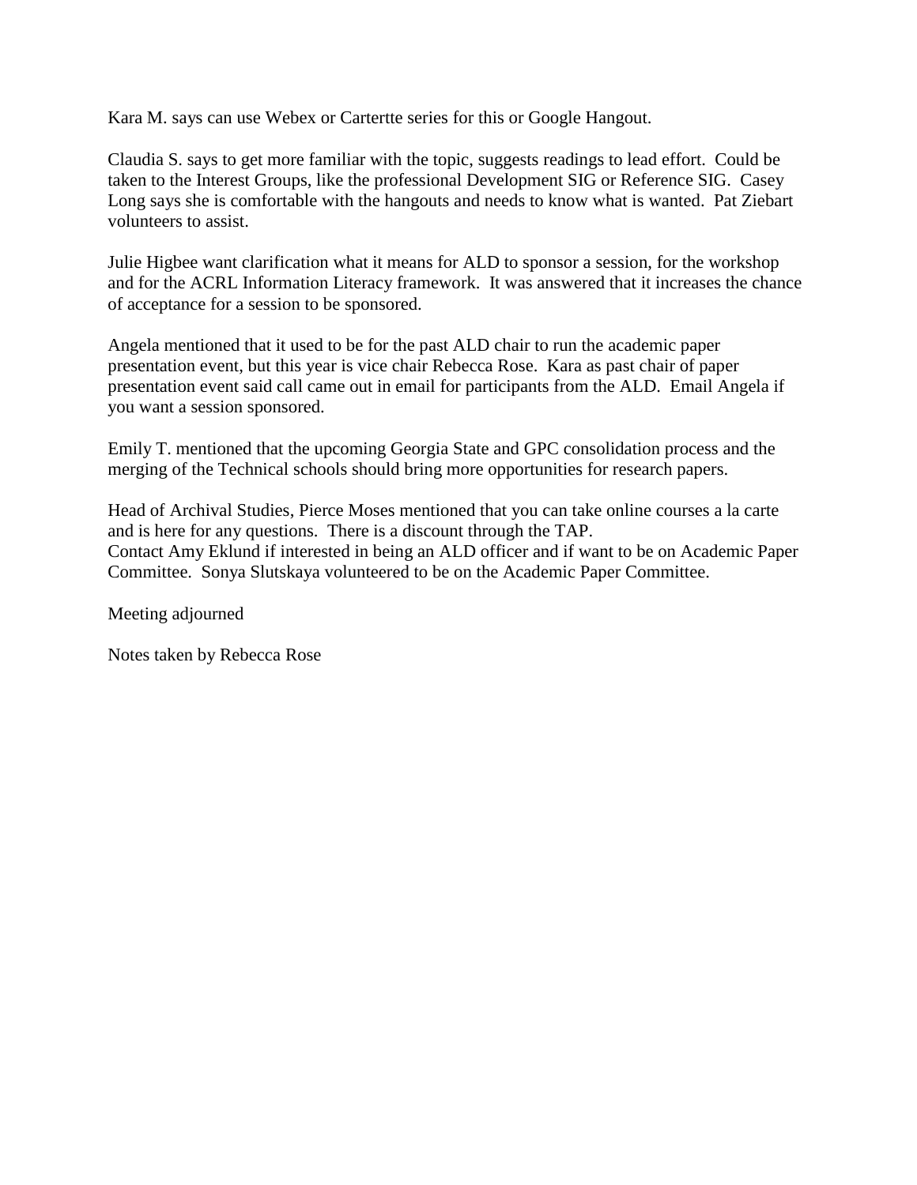Kara M. says can use Webex or Cartertte series for this or Google Hangout.

Claudia S. says to get more familiar with the topic, suggests readings to lead effort. Could be taken to the Interest Groups, like the professional Development SIG or Reference SIG. Casey Long says she is comfortable with the hangouts and needs to know what is wanted. Pat Ziebart volunteers to assist.

Julie Higbee want clarification what it means for ALD to sponsor a session, for the workshop and for the ACRL Information Literacy framework. It was answered that it increases the chance of acceptance for a session to be sponsored.

Angela mentioned that it used to be for the past ALD chair to run the academic paper presentation event, but this year is vice chair Rebecca Rose. Kara as past chair of paper presentation event said call came out in email for participants from the ALD. Email Angela if you want a session sponsored.

Emily T. mentioned that the upcoming Georgia State and GPC consolidation process and the merging of the Technical schools should bring more opportunities for research papers.

Head of Archival Studies, Pierce Moses mentioned that you can take online courses a la carte and is here for any questions. There is a discount through the TAP.
Contact Amy Eklund if interested in being an ALD officer and if want to be on Academic Paper Committee. Sonya Slutskaya volunteered to be on the Academic Paper Committee.

Meeting adjourned

Notes taken by Rebecca Rose